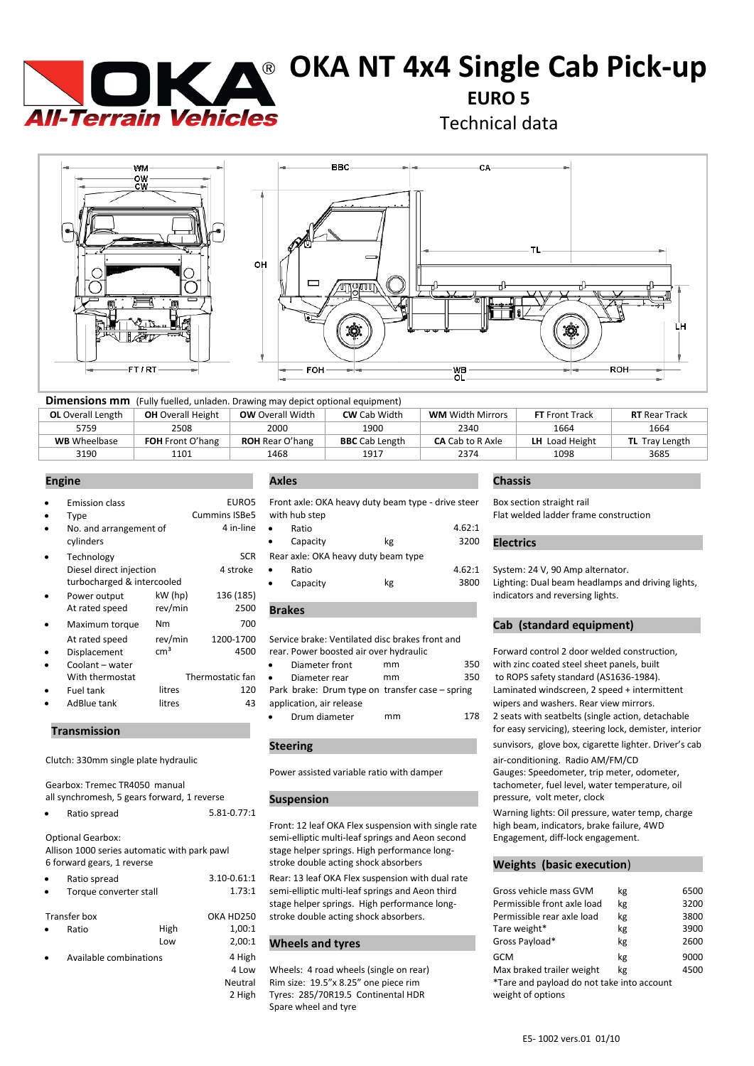# OKA NT 4x4 Single Cab Pick-up

## EURO 5

Technical data

**Dimensions mm** (Fully fuelled, unladen. Drawing may depict optional equipment)

| **OL** Overall Length | **OH** Overall Height | **OW** Overall Width | **CW** Cab Width | **WM** Width Mirrors | **FT** Front Track | **RT** Rear Track |
|---|---|---|---|---|---|---|
| 5759 | 2508 | 2000 | 1900 | 2340 | 1664 | 1664 |
| **WB** Wheelbase | **FOH** Front O'hang | **ROH** Rear O'hang | **BBC** Cab Length | **CA** Cab to R Axle | **LH** Load Height | **TL** Tray Length |
| 3190 | 1101 | 1468 | 1917 | 2374 | 1098 | 3685 |

## Engine

- Emission class — EURO5
- Type — Cummins ISBe5
- No. and arrangement of cylinders — 4 in-line
- Technology — SCR
  Diesel direct injection turbocharged & intercooled — 4 stroke
- Power output — kW (hp) — 136 (185)
  At rated speed — rev/min — 2500
- Maximum torque — Nm — 700
  At rated speed — rev/min — 1200-1700
- Displacement — $cm^3$ — 4500
- Coolant – water
  With thermostat — Thermostatic fan
- Fuel tank — litres — 120
- AdBlue tank — litres — 43

## Transmission

Clutch: 330mm single plate hydraulic

Gearbox: Tremec TR4050 manual
all synchromesh, 5 gears forward, 1 reverse

- Ratio spread — 5.81-0.77:1

Optional Gearbox:
Allison 1000 series automatic with park pawl
6 forward gears, 1 reverse

- Ratio spread — 3.10-0.61:1
- Torque converter stall — 1.73:1

Transfer box — OKA HD250

- Ratio — High — 1,00:1
  Low — 2,00:1
- Available combinations — 4 High, 4 Low, Neutral, 2 High

## Axles

Front axle: OKA heavy duty beam type - drive steer with hub step

- Ratio — 4.62:1
- Capacity — kg — 3200

Rear axle: OKA heavy duty beam type

- Ratio — 4.62:1
- Capacity — kg — 3800

## Brakes

Service brake: Ventilated disc brakes front and rear. Power boosted air over hydraulic

- Diameter front — mm — 350
- Diameter rear — mm — 350

Park brake: Drum type on transfer case – spring application, air release

- Drum diameter — mm — 178

## Steering

Power assisted variable ratio with damper

## Suspension

Front: 12 leaf OKA Flex suspension with single rate semi-elliptic multi-leaf springs and Aeon second stage helper springs. High performance long-stroke double acting shock absorbers

Rear: 13 leaf OKA Flex suspension with dual rate semi-elliptic multi-leaf springs and Aeon third stage helper springs. High performance long-stroke double acting shock absorbers.

## Wheels and tyres

Wheels: 4 road wheels (single on rear)
Rim size: 19.5"x 8.25" one piece rim
Tyres: 285/70R19.5 Continental HDR
Spare wheel and tyre

## Chassis

Box section straight rail
Flat welded ladder frame construction

## Electrics

System: 24 V, 90 Amp alternator.
Lighting: Dual beam headlamps and driving lights, indicators and reversing lights.

## Cab (standard equipment)

Forward control 2 door welded construction, with zinc coated steel sheet panels, built to ROPS safety standard (AS1636-1984).
Laminated windscreen, 2 speed + intermittent wipers and washers. Rear view mirrors.
2 seats with seatbelts (single action, detachable for easy servicing), steering lock, demister, interior sunvisors, glove box, cigarette lighter. Driver's cab air-conditioning. Radio AM/FM/CD
Gauges: Speedometer, trip meter, odometer, tachometer, fuel level, water temperature, oil pressure, volt meter, clock
Warning lights: Oil pressure, water temp, charge high beam, indicators, brake failure, 4WD Engagement, diff-lock engagement.

## Weights (basic execution)

| | | |
|---|---|---|
| Gross vehicle mass GVM | kg | 6500 |
| Permissible front axle load | kg | 3200 |
| Permissible rear axle load | kg | 3800 |
| Tare weight* | kg | 3900 |
| Gross Payload* | kg | 2600 |
| GCM | kg | 9000 |
| Max braked trailer weight | kg | 4500 |

*Tare and payload do not take into account weight of options

E5- 1002 vers.01 01/10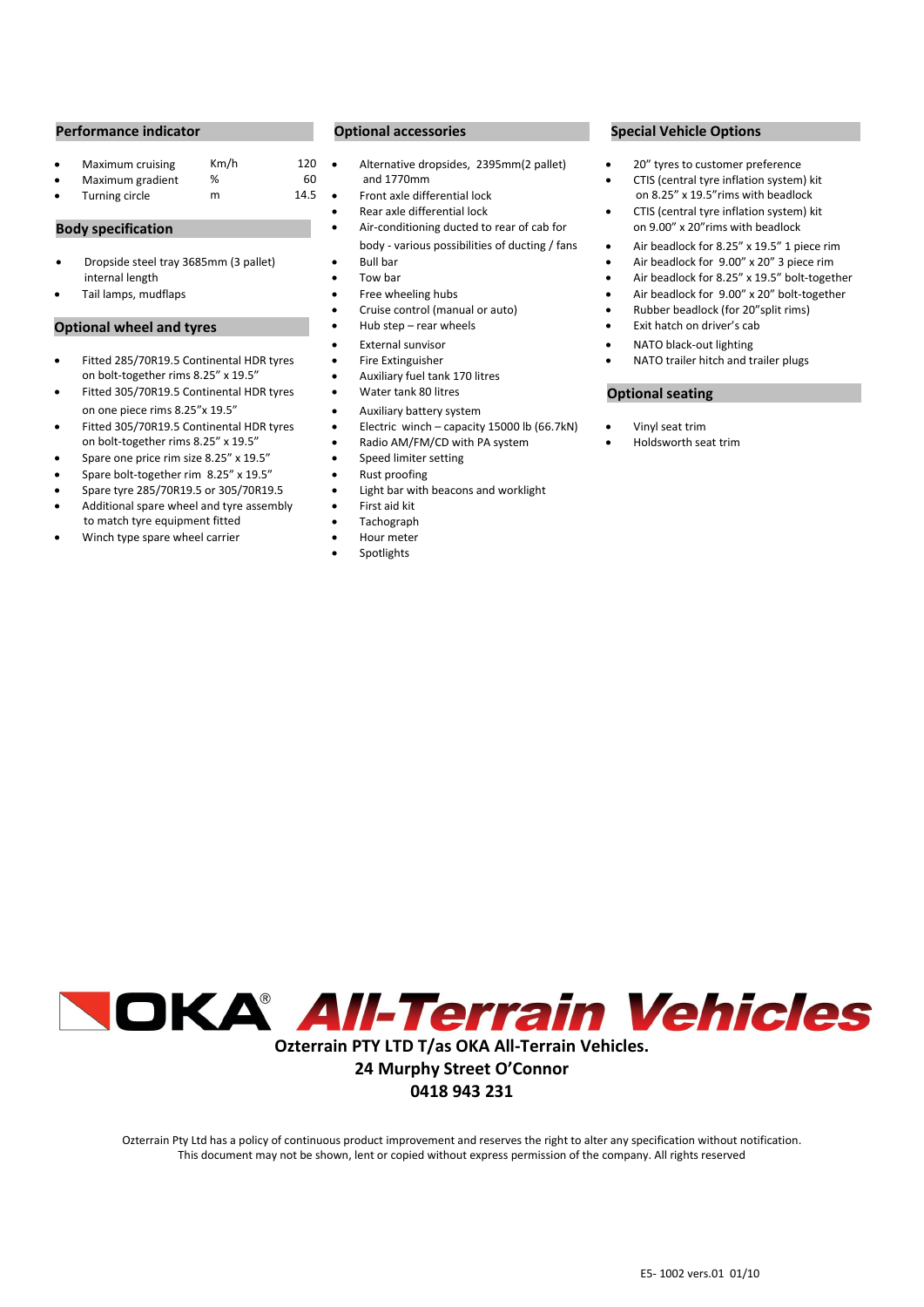## Performance indicator

| | | |
|---|---|---|
| Maximum cruising | Km/h | 120 |
| Maximum gradient | % | 60 |
| Turning circle | m | 14.5 |

## Body specification

- Dropside steel tray 3685mm (3 pallet) internal length
- Tail lamps, mudflaps

## Optional wheel and tyres

- Fitted 285/70R19.5 Continental HDR tyres on bolt-together rims 8.25" x 19.5"
- Fitted 305/70R19.5 Continental HDR tyres on one piece rims 8.25"x 19.5"
- Fitted 305/70R19.5 Continental HDR tyres on bolt-together rims 8.25" x 19.5"
- Spare one price rim size 8.25" x 19.5"
- Spare bolt-together rim 8.25" x 19.5"
- Spare tyre 285/70R19.5 or 305/70R19.5
- Additional spare wheel and tyre assembly to match tyre equipment fitted
- Winch type spare wheel carrier

## Optional accessories

- Alternative dropsides, 2395mm(2 pallet) and 1770mm
- Front axle differential lock
- Rear axle differential lock
- Air-conditioning ducted to rear of cab for body - various possibilities of ducting / fans
- Bull bar
- Tow bar
- Free wheeling hubs
- Cruise control (manual or auto)
- Hub step – rear wheels
- External sunvisor
- Fire Extinguisher
- Auxiliary fuel tank 170 litres
- Water tank 80 litres
- Auxiliary battery system
- Electric winch – capacity 15000 lb (66.7kN)
- Radio AM/FM/CD with PA system
- Speed limiter setting
- Rust proofing
- Light bar with beacons and worklight
- First aid kit
- Tachograph
- Hour meter
- Spotlights

## Special Vehicle Options

- 20" tyres to customer preference
- CTIS (central tyre inflation system) kit on 8.25" x 19.5"rims with beadlock
- CTIS (central tyre inflation system) kit on 9.00" x 20"rims with beadlock
- Air beadlock for 8.25" x 19.5" 1 piece rim
- Air beadlock for 9.00" x 20" 3 piece rim
- Air beadlock for 8.25" x 19.5" bolt-together
- Air beadlock for 9.00" x 20" bolt-together
- Rubber beadlock (for 20"split rims)
- Exit hatch on driver's cab
- NATO black-out lighting
- NATO trailer hitch and trailer plugs

## Optional seating

- Vinyl seat trim
- Holdsworth seat trim

**OKA® All-Terrain Vehicles**

**Ozterrain PTY LTD T/as OKA All-Terrain Vehicles.**
**24 Murphy Street O'Connor**
**0418 943 231**

Ozterrain Pty Ltd has a policy of continuous product improvement and reserves the right to alter any specification without notification.
This document may not be shown, lent or copied without express permission of the company. All rights reserved

E5- 1002 vers.01 01/10